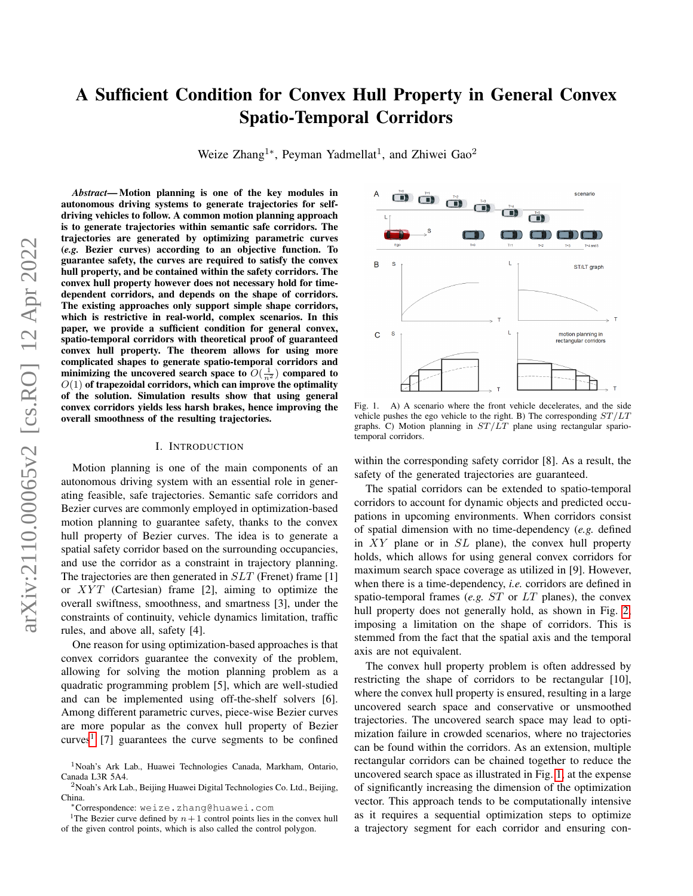# A Sufficient Condition for Convex Hull Property in General Convex Spatio-Temporal Corridors

Weize Zhang[1*], Peyman Yadmellat[1], and Zhiwei Gao[2]

***Abstract*— Motion planning is one of the key modules in autonomous driving systems to generate trajectories for self-driving vehicles to follow. A common motion planning approach is to generate trajectories within semantic safe corridors. The trajectories are generated by optimizing parametric curves (*e.g.* Bezier curves) according to an objective function. To guarantee safety, the curves are required to satisfy the convex hull property, and be contained within the safety corridors. The convex hull property however does not necessary hold for time-dependent corridors, and depends on the shape of corridors. The existing approaches only support simple shape corridors, which is restrictive in real-world, complex scenarios. In this paper, we provide a sufficient condition for general convex, spatio-temporal corridors with theoretical proof of guaranteed convex hull property. The theorem allows for using more complicated shapes to generate spatio-temporal corridors and minimizing the uncovered search space to $O(\frac{1}{n^2})$ compared to $O(1)$ of trapezoidal corridors, which can improve the optimality of the solution. Simulation results show that using general convex corridors yields less harsh brakes, hence improving the overall smoothness of the resulting trajectories.**

## I. Introduction

Motion planning is one of the main components of an autonomous driving system with an essential role in generating feasible, safe trajectories. Semantic safe corridors and Bezier curves are commonly employed in optimization-based motion planning to guarantee safety, thanks to the convex hull property of Bezier curves. The idea is to generate a spatial safety corridor based on the surrounding occupancies, and use the corridor as a constraint in trajectory planning. The trajectories are then generated in $SLT$ (Frenet) frame [1] or $XYT$ (Cartesian) frame [2], aiming to optimize the overall swiftness, smoothness, and smartness [3], under the constraints of continuity, vehicle dynamics limitation, traffic rules, and above all, safety [4].

One reason for using optimization-based approaches is that convex corridors guarantee the convexity of the problem, allowing for solving the motion planning problem as a quadratic programming problem [5], which are well-studied and can be implemented using off-the-shelf solvers [6]. Among different parametric curves, piece-wise Bezier curves are more popular as the convex hull property of Bezier curves[1] [7] guarantees the curve segments to be confined within the corresponding safety corridor [8]. As a result, the safety of the generated trajectories are guaranteed.

The spatial corridors can be extended to spatio-temporal corridors to account for dynamic objects and predicted occupations in upcoming environments. When corridors consist of spatial dimension with no time-dependency (*e.g.* defined in $XY$ plane or in $SL$ plane), the convex hull property holds, which allows for using general convex corridors for maximum search space coverage as utilized in [9]. However, when there is a time-dependency, *i.e.* corridors are defined in spatio-temporal frames (*e.g.* $ST$ or $LT$ planes), the convex hull property does not generally hold, as shown in Fig. 2, imposing a limitation on the shape of corridors. This is stemmed from the fact that the spatial axis and the temporal axis are not equivalent.

The convex hull property problem is often addressed by restricting the shape of corridors to be rectangular [10], where the convex hull property is ensured, resulting in a large uncovered search space and conservative or unsmoothed trajectories. The uncovered search space may lead to optimization failure in crowded scenarios, where no trajectories can be found within the corridors. As an extension, multiple rectangular corridors can be chained together to reduce the uncovered search space as illustrated in Fig. 1, at the expense of significantly increasing the dimension of the optimization vector. This approach tends to be computationally intensive as it requires a sequential optimization steps to optimize a trajectory segment for each corridor and ensuring con-

Fig. 1. A) A scenario where the front vehicle decelerates, and the side vehicle pushes the ego vehicle to the right. B) The corresponding $ST/LT$ graphs. C) Motion planning in $ST/LT$ plane using rectangular spario-temporal corridors.

[1]Noah's Ark Lab., Huawei Technologies Canada, Markham, Ontario, Canada L3R 5A4.

[2]Noah's Ark Lab., Beijing Huawei Digital Technologies Co. Ltd., Beijing, China.

[*]Correspondence: weize.zhang@huawei.com

[1]The Bezier curve defined by $n + 1$ control points lies in the convex hull of the given control points, which is also called the control polygon.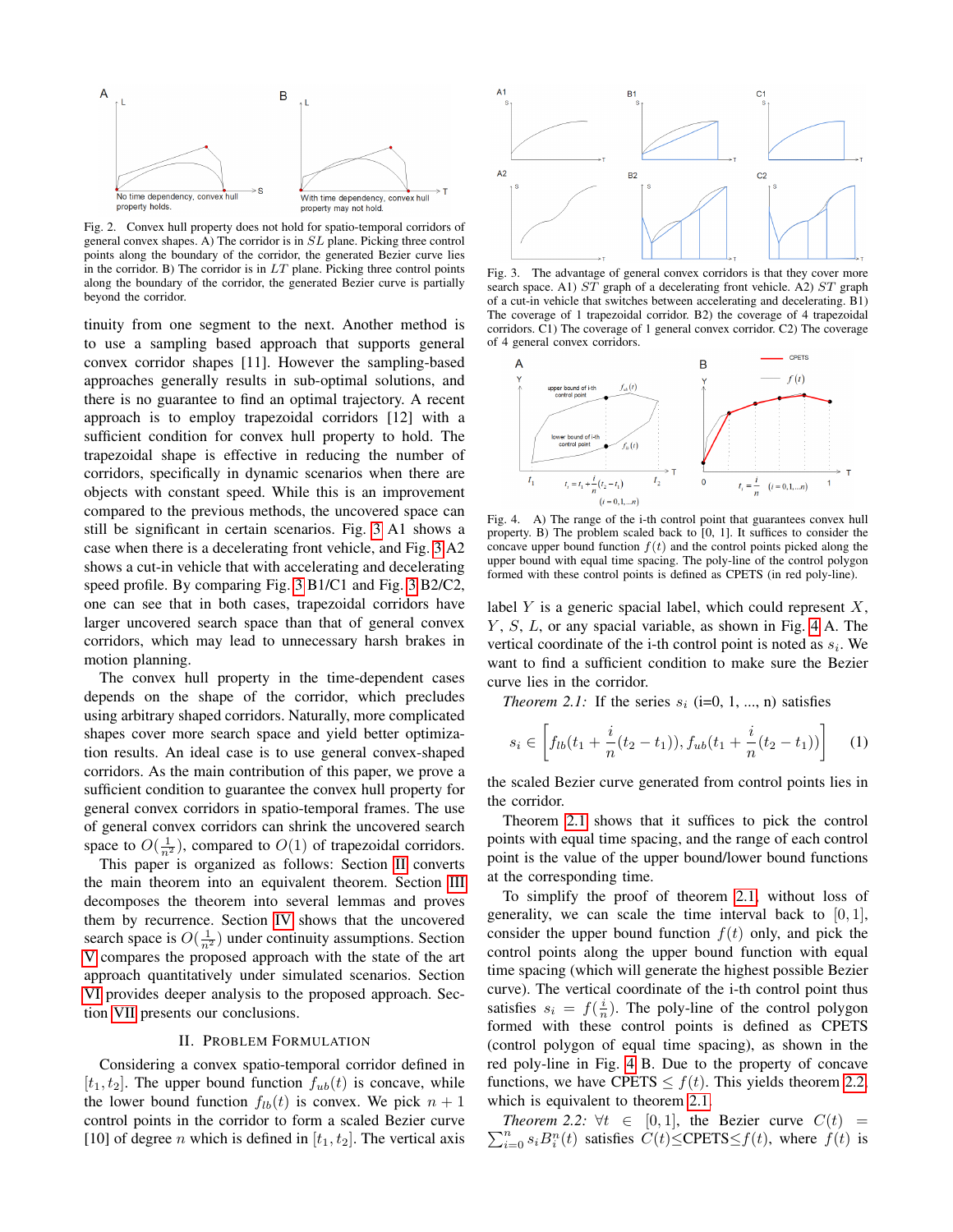Fig. 2. Convex hull property does not hold for spatio-temporal corridors of general convex shapes. A) The corridor is in $SL$ plane. Picking three control points along the boundary of the corridor, the generated Bezier curve lies in the corridor. B) The corridor is in $LT$ plane. Picking three control points along the boundary of the corridor, the generated Bezier curve is partially beyond the corridor.

tinuity from one segment to the next. Another method is to use a sampling based approach that supports general convex corridor shapes [11]. However the sampling-based approaches generally results in sub-optimal solutions, and there is no guarantee to find an optimal trajectory. A recent approach is to employ trapezoidal corridors [12] with a sufficient condition for convex hull property to hold. The trapezoidal shape is effective in reducing the number of corridors, specifically in dynamic scenarios when there are objects with constant speed. While this is an improvement compared to the previous methods, the uncovered space can still be significant in certain scenarios. Fig. 3 A1 shows a case when there is a decelerating front vehicle, and Fig. 3 A2 shows a cut-in vehicle that with accelerating and decelerating speed profile. By comparing Fig. 3 B1/C1 and Fig. 3 B2/C2, one can see that in both cases, trapezoidal corridors have larger uncovered search space than that of general convex corridors, which may lead to unnecessary harsh brakes in motion planning.

The convex hull property in the time-dependent cases depends on the shape of the corridor, which precludes using arbitrary shaped corridors. Naturally, more complicated shapes cover more search space and yield better optimization results. An ideal case is to use general convex-shaped corridors. As the main contribution of this paper, we prove a sufficient condition to guarantee the convex hull property for general convex corridors in spatio-temporal frames. The use of general convex corridors can shrink the uncovered search space to $O(\frac{1}{n^2})$, compared to $O(1)$ of trapezoidal corridors.

This paper is organized as follows: Section II converts the main theorem into an equivalent theorem. Section III decomposes the theorem into several lemmas and proves them by recurrence. Section IV shows that the uncovered search space is $O(\frac{1}{n^2})$ under continuity assumptions. Section V compares the proposed approach with the state of the art approach quantitatively under simulated scenarios. Section VI provides deeper analysis to the proposed approach. Section VII presents our conclusions.

## II. Problem Formulation

Considering a convex spatio-temporal corridor defined in $[t_1, t_2]$. The upper bound function $f_{ub}(t)$ is concave, while the lower bound function $f_{lb}(t)$ is convex. We pick $n+1$ control points in the corridor to form a scaled Bezier curve [10] of degree $n$ which is defined in $[t_1, t_2]$. The vertical axis

Fig. 3. The advantage of general convex corridors is that they cover more search space. A1) $ST$ graph of a decelerating front vehicle. A2) $ST$ graph of a cut-in vehicle that switches between accelerating and decelerating. B1) The coverage of 1 trapezoidal corridor. B2) the coverage of 4 trapezoidal corridors. C1) The coverage of 1 general convex corridor. C2) The coverage of 4 general convex corridors.

Fig. 4. A) The range of the i-th control point that guarantees convex hull property. B) The problem scaled back to [0, 1]. It suffices to consider the concave upper bound function $f(t)$ and the control points picked along the upper bound with equal time spacing. The poly-line of the control polygon formed with these control points is defined as CPETS (in red poly-line).

label $Y$ is a generic spacial label, which could represent $X$, $Y$, $S$, $L$, or any spatial variable, as shown in Fig. 4 A. The vertical coordinate of the i-th control point is noted as $s_i$. We want to find a sufficient condition to make sure the Bezier curve lies in the corridor.

*Theorem 2.1:* If the series $s_i$ (i=0, 1, ..., n) satisfies

$$s_i \in \left[f_{lb}(t_1 + \frac{i}{n}(t_2 - t_1)), f_{ub}(t_1 + \frac{i}{n}(t_2 - t_1))\right] \quad (1)$$

the scaled Bezier curve generated from control points lies in the corridor.

Theorem 2.1 shows that it suffices to pick the control points with equal time spacing, and the range of each control point is the value of the upper bound/lower bound functions at the corresponding time.

To simplify the proof of theorem 2.1, without loss of generality, we can scale the time interval back to $[0, 1]$, consider the upper bound function $f(t)$ only, and pick the control points along the upper bound function with equal time spacing (which will generate the highest possible Bezier curve). The vertical coordinate of the i-th control point thus satisfies $s_i = f(\frac{i}{n})$. The poly-line of the control polygon formed with these control points is defined as CPETS (control polygon of equal time spacing), as shown in the red poly-line in Fig. 4 B. Due to the property of concave functions, we have CPETS $\le f(t)$. This yields theorem 2.2, which is equivalent to theorem 2.1.

*Theorem 2.2:* $\forall t \in [0, 1]$, the Bezier curve $C(t) = \sum_{i=0}^{n} s_i B_i^n(t)$ satisfies $C(t) \le$CPETS$\le f(t)$, where $f(t)$ is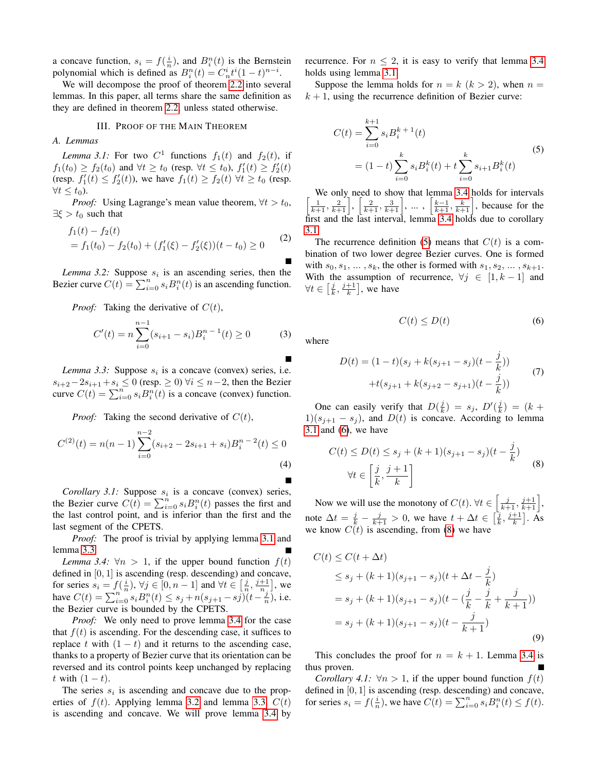a concave function, $s_i = f(\frac{i}{n})$, and $B_i^n(t)$ is the Bernstein polynomial which is defined as $B_i^n(t) = C_n^i t^i (1-t)^{n-i}$.

We will decompose the proof of theorem 2.2 into several lemmas. In this paper, all terms share the same definition as they are defined in theorem 2.2, unless stated otherwise.

## III. Proof of the Main Theorem

### A. Lemmas

*Lemma 3.1:* For two $C^1$ functions $f_1(t)$ and $f_2(t)$, if $f_1(t_0) \geq f_2(t_0)$ and $\forall t \geq t_0$ (resp. $\forall t \leq t_0$), $f_1'(t) \geq f_2'(t)$ (resp. $f_1'(t) \leq f_2'(t)$), we have $f_1(t) \geq f_2(t)$ $\forall t \geq t_0$ (resp. $\forall t \leq t_0$).

*Proof:* Using Lagrange's mean value theorem, $\forall t > t_0$, $\exists \xi > t_0$ such that

$$
\begin{aligned}
& f_1(t) - f_2(t) \\
&= f_1(t_0) - f_2(t_0) + (f_1'(\xi) - f_2'(\xi))(t - t_0) \geq 0
\end{aligned} \tag{2}
$$

■

*Lemma 3.2:* Suppose $s_i$ is an ascending series, then the Bezier curve $C(t) = \sum_{i=0}^n s_i B_i^n(t)$ is an ascending function.

*Proof:* Taking the derivative of $C(t)$,

$$
C'(t) = n \sum_{i=0}^{n-1} (s_{i+1} - s_i) B_i^{n-1}(t) \geq 0 \tag{3}
$$

■

*Lemma 3.3:* Suppose $s_i$ is a concave (convex) series, i.e. $s_{i+2} - 2s_{i+1} + s_i \leq 0$ (resp. $\geq 0$) $\forall i \leq n-2$, then the Bezier curve $C(t) = \sum_{i=0}^n s_i B_i^n(t)$ is a concave (convex) function.

*Proof:* Taking the second derivative of $C(t)$,

$$
C^{(2)}(t) = n(n-1) \sum_{i=0}^{n-2} (s_{i+2} - 2s_{i+1} + s_i) B_i^{n-2}(t) \leq 0 \tag{4}
$$

■

*Corollary 3.1:* Suppose $s_i$ is a concave (convex) series, the Bezier curve $C(t) = \sum_{i=0}^n s_i B_i^n(t)$ passes the first and the last control point, and is inferior than the first and the last segment of the CPETS.

*Proof:* The proof is trivial by applying lemma 3.1 and lemma 3.3. ■

*Lemma 3.4:* $\forall n > 1$, if the upper bound function $f(t)$ defined in $[0, 1]$ is ascending (resp. descending) and concave, for series $s_i = f(\frac{i}{n})$, $\forall j \in [0, n-1]$ and $\forall t \in \left[\frac{j}{n}, \frac{j+1}{n}\right]$, we have $C(t) = \sum_{i=0}^n s_i B_i^n(t) \leq s_j + n(s_{j+1} - sj)(t - \frac{j}{n})$, i.e. the Bezier curve is bounded by the CPETS.

*Proof:* We only need to prove lemma 3.4 for the case that $f(t)$ is ascending. For the descending case, it suffices to replace $t$ with $(1-t)$ and it returns to the ascending case, thanks to a property of Bezier curve that its orientation can be reversed and its control points keep unchanged by replacing $t$ with $(1-t)$.

The series $s_i$ is ascending and concave due to the properties of $f(t)$. Applying lemma 3.2 and lemma 3.3, $C(t)$ is ascending and concave. We will prove lemma 3.4 by recurrence. For $n \leq 2$, it is easy to verify that lemma 3.4 holds using lemma 3.1.

Suppose the lemma holds for $n = k$ $(k > 2)$, when $n = k + 1$, using the recurrence definition of Bezier curve:

$$
\begin{aligned}
C(t) &= \sum_{i=0}^{k+1} s_i B_i^{k+1}(t) \\
&= (1-t) \sum_{i=0}^{k} s_i B_i^k(t) + t \sum_{i=0}^{k} s_{i+1} B_i^k(t)
\end{aligned} \tag{5}
$$

We only need to show that lemma 3.4 holds for intervals $\left[\frac{1}{k+1}, \frac{2}{k+1}\right]$, $\left[\frac{2}{k+1}, \frac{3}{k+1}\right]$, ... , $\left[\frac{k-1}{k+1}, \frac{k}{k+1}\right]$, because for the first and the last interval, lemma 3.4 holds due to corollary 3.1.

The recurrence definition (5) means that $C(t)$ is a combination of two lower degree Bezier curves. One is formed with $s_0, s_1, \ldots, s_k$, the other is formed with $s_1, s_2, \ldots, s_{k+1}$. With the assumption of recurrence, $\forall j \in [1, k-1]$ and $\forall t \in \left[\frac{j}{k}, \frac{j+1}{k}\right]$, we have

$$
C(t) \leq D(t) \tag{6}
$$

where

$$
\begin{aligned}
D(t) = (1-t)(s_j + k(s_{j+1} - s_j)(t - \frac{j}{k})) \\
+ t(s_{j+1} + k(s_{j+2} - s_{j+1})(t - \frac{j}{k}))
\end{aligned} \tag{7}
$$

One can easily verify that $D(\frac{j}{k}) = s_j$, $D'(\frac{j}{k}) = (k+1)(s_{j+1} - s_j)$, and $D(t)$ is concave. According to lemma 3.1 and (6), we have

$$
\begin{aligned}
& C(t) \leq D(t) \leq s_j + (k+1)(s_{j+1} - s_j)(t - \frac{j}{k}) \\
& \forall t \in \left[\frac{j}{k}, \frac{j+1}{k}\right]
\end{aligned} \tag{8}
$$

Now we will use the monotony of $C(t)$. $\forall t \in \left[\frac{j}{k+1}, \frac{j+1}{k+1}\right]$, note $\Delta t = \frac{j}{k} - \frac{j}{k+1} > 0$, we have $t + \Delta t \in \left[\frac{j}{k}, \frac{j+1}{k}\right]$. As we know $C(t)$ is ascending, from (8) we have

$$
\begin{aligned}
& C(t) \leq C(t + \Delta t) \\
& \leq s_j + (k+1)(s_{j+1} - s_j)(t + \Delta t - \frac{j}{k}) \\
& = s_j + (k+1)(s_{j+1} - s_j)(t - (\frac{j}{k} - \frac{j}{k} + \frac{j}{k+1})) \\
& = s_j + (k+1)(s_{j+1} - s_j)(t - \frac{j}{k+1})
\end{aligned} \tag{9}
$$

This concludes the proof for $n = k + 1$. Lemma 3.4 is thus proven. ■

*Corollary 4.1:* $\forall n > 1$, if the upper bound function $f(t)$ defined in $[0, 1]$ is ascending (resp. descending) and concave, for series $s_i = f(\frac{i}{n})$, we have $C(t) = \sum_{i=0}^n s_i B_i^n(t) \leq f(t)$.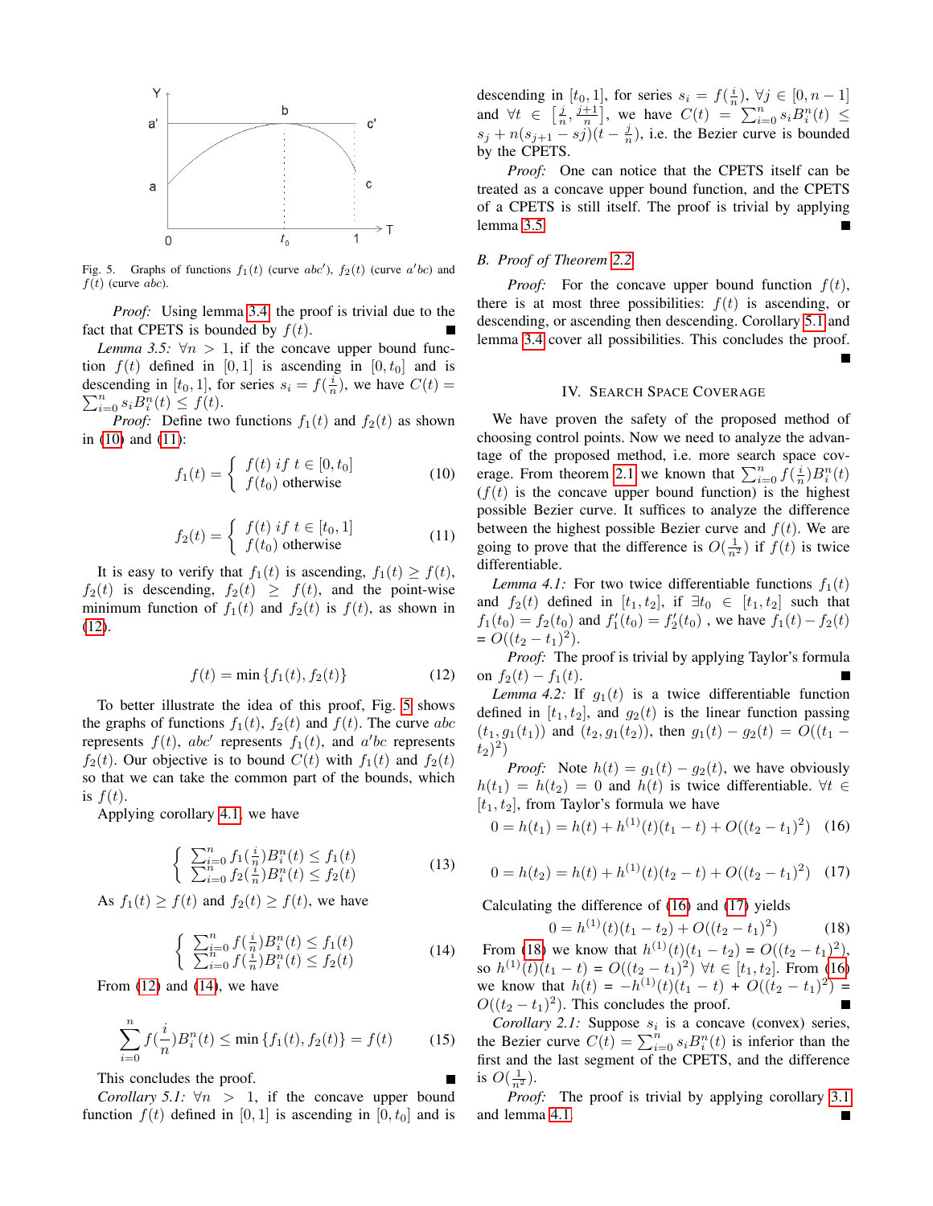Fig. 5. Graphs of functions $f_1(t)$ (curve $abc'$), $f_2(t)$ (curve $a'bc$) and $f(t)$ (curve $abc$).

*Proof:* Using lemma 3.4, the proof is trivial due to the fact that CPETS is bounded by $f(t)$. ∎

*Lemma 3.5:* $\forall n > 1$, if the concave upper bound function $f(t)$ defined in $[0, 1]$ is ascending in $[0, t_0]$ and is descending in $[t_0, 1]$, for series $s_i = f(\frac{i}{n})$, we have $C(t) = \sum_{i=0}^{n} s_i B_i^n(t) \leq f(t)$.

*Proof:* Define two functions $f_1(t)$ and $f_2(t)$ as shown in (10) and (11):

$$f_1(t) = \begin{cases} f(t) \; if \; t \in [0, t_0] \\ f(t_0) \text{ otherwise} \end{cases} \tag{10}$$

$$f_2(t) = \begin{cases} f(t) \; if \; t \in [t_0, 1] \\ f(t_0) \text{ otherwise} \end{cases} \tag{11}$$

It is easy to verify that $f_1(t)$ is ascending, $f_1(t) \geq f(t)$, $f_2(t)$ is descending, $f_2(t) \geq f(t)$, and the point-wise minimum function of $f_1(t)$ and $f_2(t)$ is $f(t)$, as shown in (12).

$$f(t) = \min\{f_1(t), f_2(t)\} \tag{12}$$

To better illustrate the idea of this proof, Fig. 5 shows the graphs of functions $f_1(t)$, $f_2(t)$ and $f(t)$. The curve $abc$ represents $f(t)$, $abc'$ represents $f_1(t)$, and $a'bc$ represents $f_2(t)$. Our objective is to bound $C(t)$ with $f_1(t)$ and $f_2(t)$ so that we can take the common part of the bounds, which is $f(t)$.

Applying corollary 4.1, we have

$$\begin{cases} \sum_{i=0}^{n} f_1(\frac{i}{n}) B_i^n(t) \leq f_1(t) \\ \sum_{i=0}^{n} f_2(\frac{i}{n}) B_i^n(t) \leq f_2(t) \end{cases} \tag{13}$$

As $f_1(t) \geq f(t)$ and $f_2(t) \geq f(t)$, we have

$$\begin{cases} \sum_{i=0}^{n} f(\frac{i}{n}) B_i^n(t) \leq f_1(t) \\ \sum_{i=0}^{n} f(\frac{i}{n}) B_i^n(t) \leq f_2(t) \end{cases} \tag{14}$$

From (12) and (14), we have

$$\sum_{i=0}^{n} f(\frac{i}{n}) B_i^n(t) \leq \min\{f_1(t), f_2(t)\} = f(t) \tag{15}$$

This concludes the proof. ∎

*Corollary 5.1:* $\forall n > 1$, if the concave upper bound function $f(t)$ defined in $[0, 1]$ is ascending in $[0, t_0]$ and is descending in $[t_0, 1]$, for series $s_i = f(\frac{i}{n})$, $\forall j \in [0, n-1]$ and $\forall t \in \left[\frac{j}{n}, \frac{j+1}{n}\right]$, we have $C(t) = \sum_{i=0}^{n} s_i B_i^n(t) \leq s_j + n(s_{j+1} - sj)(t - \frac{j}{n})$, i.e. the Bezier curve is bounded by the CPETS.

*Proof:* One can notice that the CPETS itself can be treated as a concave upper bound function, and the CPETS of a CPETS is still itself. The proof is trivial by applying lemma 3.5. ∎

### B. Proof of Theorem 2.2

*Proof:* For the concave upper bound function $f(t)$, there is at most three possibilities: $f(t)$ is ascending, or descending, or ascending then descending. Corollary 5.1 and lemma 3.4 cover all possibilities. This concludes the proof. ∎

## IV. Search Space Coverage

We have proven the safety of the proposed method of choosing control points. Now we need to analyze the advantage of the proposed method, i.e. more search space coverage. From theorem 2.1 we known that $\sum_{i=0}^{n} f(\frac{i}{n}) B_i^n(t)$ ($f(t)$ is the concave upper bound function) is the highest possible Bezier curve. It suffices to analyze the difference between the highest possible Bezier curve and $f(t)$. We are going to prove that the difference is $O(\frac{1}{n^2})$ if $f(t)$ is twice differentiable.

*Lemma 4.1:* For two twice differentiable functions $f_1(t)$ and $f_2(t)$ defined in $[t_1, t_2]$, if $\exists t_0 \in [t_1, t_2]$ such that $f_1(t_0) = f_2(t_0)$ and $f_1'(t_0) = f_2'(t_0)$ , we have $f_1(t) - f_2(t) = O((t_2 - t_1)^2)$.

*Proof:* The proof is trivial by applying Taylor's formula on $f_2(t) - f_1(t)$. ∎

*Lemma 4.2:* If $g_1(t)$ is a twice differentiable function defined in $[t_1, t_2]$, and $g_2(t)$ is the linear function passing $(t_1, g_1(t_1))$ and $(t_2, g_1(t_2))$, then $g_1(t) - g_2(t) = O((t_1 - t_2)^2)$

*Proof:* Note $h(t) = g_1(t) - g_2(t)$, we have obviously $h(t_1) = h(t_2) = 0$ and $h(t)$ is twice differentiable. $\forall t \in [t_1, t_2]$, from Taylor's formula we have

$$0 = h(t_1) = h(t) + h^{(1)}(t)(t_1 - t) + O((t_2 - t_1)^2) \tag{16}$$

$$0 = h(t_2) = h(t) + h^{(1)}(t)(t_2 - t) + O((t_2 - t_1)^2) \tag{17}$$

Calculating the difference of (16) and (17) yields

$$0 = h^{(1)}(t)(t_1 - t_2) + O((t_2 - t_1)^2) \tag{18}$$

From (18) we know that $h^{(1)}(t)(t_1 - t_2) = O((t_2 - t_1)^2)$, so $h^{(1)}(t)(t_1 - t) = O((t_2 - t_1)^2)$ $\forall t \in [t_1, t_2]$. From (16) we know that $h(t) = -h^{(1)}(t)(t_1 - t) + O((t_2 - t_1)^2) = O((t_2 - t_1)^2)$. This concludes the proof. ∎

*Corollary 2.1:* Suppose $s_i$ is a concave (convex) series, the Bezier curve $C(t) = \sum_{i=0}^{n} s_i B_i^n(t)$ is inferior than the first and the last segment of the CPETS, and the difference is $O(\frac{1}{n^2})$.

*Proof:* The proof is trivial by applying corollary 3.1 and lemma 4.1. ∎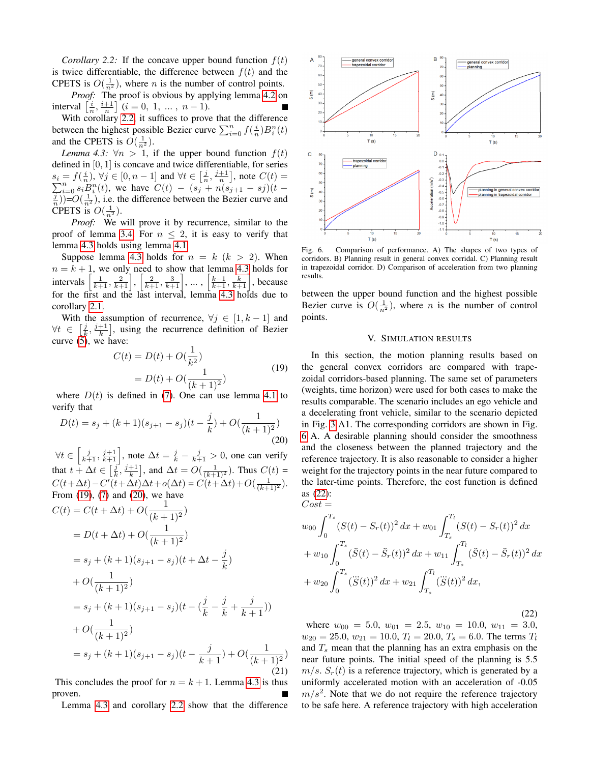*Corollary 2.2:* If the concave upper bound function $f(t)$ is twice differentiable, the difference between $f(t)$ and the CPETS is $O(\frac{1}{n^2})$, where $n$ is the number of control points.

*Proof:* The proof is obvious by applying lemma 4.2 on interval $\left[\frac{i}{n}, \frac{i+1}{n}\right]$ $(i = 0,\ 1,\ \dots,\ n-1)$. ∎

With corollary 2.2, it suffices to prove that the difference between the highest possible Bezier curve $\sum_{i=0}^{n} f(\frac{i}{n})B_i^n(t)$ and the CPETS is $O(\frac{1}{n^2})$.

*Lemma 4.3:* $\forall n > 1$, if the upper bound function $f(t)$ defined in $[0, 1]$ is concave and twice differentiable, for series $s_i = f(\frac{i}{n})$, $\forall j \in [0, n-1]$ and $\forall t \in \left[\frac{j}{n}, \frac{j+1}{n}\right]$, note $C(t) = \sum_{i=0}^{n} s_i B_i^n(t)$, we have $C(t) - (s_j + n(s_{j+1} - sj)(t - \frac{j}{n}))$=$O(\frac{1}{n^2})$, i.e. the difference between the Bezier curve and CPETS is $O(\frac{1}{n^2})$.

*Proof:* We will prove it by recurrence, similar to the proof of lemma 3.4. For $n \le 2$, it is easy to verify that lemma 4.3 holds using lemma 4.1.

Suppose lemma 4.3 holds for $n = k$ $(k > 2)$. When $n = k+1$, we only need to show that lemma 4.3 holds for intervals $\left[\frac{1}{k+1}, \frac{2}{k+1}\right]$, $\left[\frac{2}{k+1}, \frac{3}{k+1}\right]$, ... , $\left[\frac{k-1}{k+1}, \frac{k}{k+1}\right]$, because for the first and the last interval, lemma 4.3 holds due to corollary 2.1.

With the assumption of recurrence, $\forall j \in [1, k-1]$ and $\forall t \in \left[\frac{j}{k}, \frac{j+1}{k}\right]$, using the recurrence definition of Bezier curve (5), we have:

$$
\begin{aligned}
C(t) &= D(t) + O(\frac{1}{k^2}) \\
&= D(t) + O(\frac{1}{(k+1)^2})
\end{aligned} \tag{19}
$$

where $D(t)$ is defined in (7). One can use lemma 4.1 to verify that

$$
D(t) = s_j + (k+1)(s_{j+1} - s_j)(t - \frac{j}{k}) + O(\frac{1}{(k+1)^2}) \tag{20}
$$

$\forall t \in \left[\frac{j}{k+1}, \frac{j+1}{k+1}\right]$, note $\Delta t = \frac{j}{k} - \frac{j}{k+1} > 0$, one can verify that $t + \Delta t \in \left[\frac{j}{k}, \frac{j+1}{k}\right]$, and $\Delta t = O(\frac{1}{(k+1)^2})$. Thus $C(t) = C(t+\Delta t) - C'(t+\Delta t)\Delta t + o(\Delta t) = C(t+\Delta t) + O(\frac{1}{(k+1)^2})$. From (19), (7) and (20), we have

$$
\begin{aligned}
C(t) &= C(t+\Delta t) + O(\frac{1}{(k+1)^2}) \\
&= D(t+\Delta t) + O(\frac{1}{(k+1)^2}) \\
&= s_j + (k+1)(s_{j+1} - s_j)(t + \Delta t - \frac{j}{k}) \\
&\quad + O(\frac{1}{(k+1)^2}) \\
&= s_j + (k+1)(s_{j+1} - s_j)(t - (\frac{j}{k} - \frac{j}{k} + \frac{j}{k+1})) \\
&\quad + O(\frac{1}{(k+1)^2}) \\
&= s_j + (k+1)(s_{j+1} - s_j)(t - \frac{j}{k+1}) + O(\frac{1}{(k+1)^2})
\end{aligned} \tag{21}
$$

This concludes the proof for $n = k+1$. Lemma 4.3 is thus proven. ∎

Lemma 4.3 and corollary 2.2 show that the difference between the upper bound function and the highest possible Bezier curve is $O(\frac{1}{n^2})$, where $n$ is the number of control points.

Fig. 6. Comparison of performance. A) The shapes of two types of corridors. B) Planning result in general convex corridal. C) Planning result in trapezoidal corridor. D) Comparison of acceleration from two planning results.

## V. Simulation Results

In this section, the motion planning results based on the general convex corridors are compared with trapezoidal corridors-based planning. The same set of parameters (weights, time horizon) were used for both cases to make the results comparable. The scenario includes an ego vehicle and a decelerating front vehicle, similar to the scenario depicted in Fig. 3 A1. The corresponding corridors are shown in Fig. 6 A. A desirable planning should consider the smoothness and the closeness between the planned trajectory and the reference trajectory. It is also reasonable to consider a higher weight for the trajectory points in the near future compared to the later-time points. Therefore, the cost function is defined as (22):

$$
\begin{aligned}
Cost = \\
& w_{00}\int_0^{T_s}(S(t) - S_r(t))^2\,dx + w_{01}\int_{T_s}^{T_l}(S(t) - S_r(t))^2\,dx \\
& + w_{10}\int_0^{T_s}(\ddot{S}(t) - \ddot{S}_r(t))^2\,dx + w_{11}\int_{T_s}^{T_l}(\ddot{S}(t) - \ddot{S}_r(t))^2\,dx \\
& + w_{20}\int_0^{T_s}(\dddot{S}(t))^2\,dx + w_{21}\int_{T_s}^{T_l}(\dddot{S}(t))^2\,dx,
\end{aligned} \tag{22}
$$

where $w_{00} = 5.0$, $w_{01} = 2.5$, $w_{10} = 10.0$, $w_{11} = 3.0$, $w_{20} = 25.0$, $w_{21} = 10.0$, $T_l = 20.0$, $T_s = 6.0$. The terms $T_l$ and $T_s$ mean that the planning has an extra emphasis on the near future points. The initial speed of the planning is 5.5 $m/s$. $S_r(t)$ is a reference trajectory, which is generated by a uniformly accelerated motion with an acceleration of -0.05 $m/s^2$. Note that we do not require the reference trajectory to be safe here. A reference trajectory with high acceleration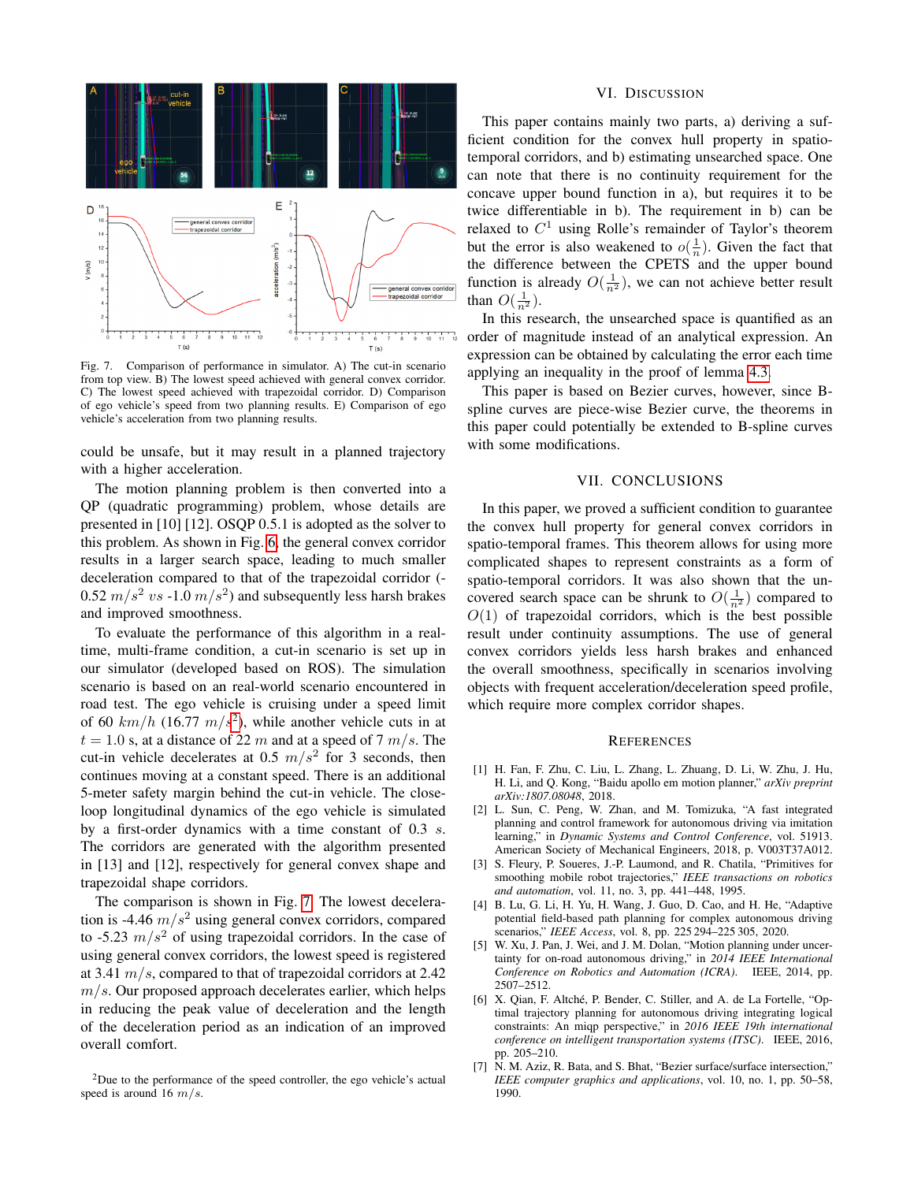Fig. 7. Comparison of performance in simulator. A) The cut-in scenario from top view. B) The lowest speed achieved with general convex corridor. C) The lowest speed achieved with trapezoidal corridor. D) Comparison of ego vehicle's speed from two planning results. E) Comparison of ego vehicle's acceleration from two planning results.

could be unsafe, but it may result in a planned trajectory with a higher acceleration.

The motion planning problem is then converted into a QP (quadratic programming) problem, whose details are presented in [10] [12]. OSQP 0.5.1 is adopted as the solver to this problem. As shown in Fig. 6, the general convex corridor results in a larger search space, leading to much smaller deceleration compared to that of the trapezoidal corridor (-0.52 $m/s^2$ $vs$ -1.0 $m/s^2$) and subsequently less harsh brakes and improved smoothness.

To evaluate the performance of this algorithm in a real-time, multi-frame condition, a cut-in scenario is set up in our simulator (developed based on ROS). The simulation scenario is based on an real-world scenario encountered in road test. The ego vehicle is cruising under a speed limit of 60 $km/h$ (16.77 $m/s$[2]), while another vehicle cuts in at $t = 1.0$ s, at a distance of 22 $m$ and at a speed of 7 $m/s$. The cut-in vehicle decelerates at 0.5 $m/s^2$ for 3 seconds, then continues moving at a constant speed. There is an additional 5-meter safety margin behind the cut-in vehicle. The close-loop longitudinal dynamics of the ego vehicle is simulated by a first-order dynamics with a time constant of 0.3 $s$. The corridors are generated with the algorithm presented in [13] and [12], respectively for general convex shape and trapezoidal shape corridors.

The comparison is shown in Fig. 7. The lowest deceleration is -4.46 $m/s^2$ using general convex corridors, compared to -5.23 $m/s^2$ of using trapezoidal corridors. In the case of using general convex corridors, the lowest speed is registered at 3.41 $m/s$, compared to that of trapezoidal corridors at 2.42 $m/s$. Our proposed approach decelerates earlier, which helps in reducing the peak value of deceleration and the length of the deceleration period as an indication of an improved overall comfort.

[2]Due to the performance of the speed controller, the ego vehicle's actual speed is around 16 $m/s$.

## VI. Discussion

This paper contains mainly two parts, a) deriving a sufficient condition for the convex hull property in spatio-temporal corridors, and b) estimating unsearched space. One can note that there is no continuity requirement for the concave upper bound function in a), but requires it to be twice differentiable in b). The requirement in b) can be relaxed to $C^1$ using Rolle's remainder of Taylor's theorem but the error is also weakened to $o(\frac{1}{n})$. Given the fact that the difference between the CPETS and the upper bound function is already $O(\frac{1}{n^2})$, we can not achieve better result than $O(\frac{1}{n^2})$.

In this research, the unsearched space is quantified as an order of magnitude instead of an analytical expression. An expression can be obtained by calculating the error each time applying an inequality in the proof of lemma 4.3.

This paper is based on Bezier curves, however, since B-spline curves are piece-wise Bezier curve, the theorems in this paper could potentially be extended to B-spline curves with some modifications.

## VII. Conclusions

In this paper, we proved a sufficient condition to guarantee the convex hull property for general convex corridors in spatio-temporal frames. This theorem allows for using more complicated shapes to represent constraints as a form of spatio-temporal corridors. It was also shown that the uncovered search space can be shrunk to $O(\frac{1}{n^2})$ compared to $O(1)$ of trapezoidal corridors, which is the best possible result under continuity assumptions. The use of general convex corridors yields less harsh brakes and enhanced the overall smoothness, specifically in scenarios involving objects with frequent acceleration/deceleration speed profile, which require more complex corridor shapes.

## References

[1] H. Fan, F. Zhu, C. Liu, L. Zhang, L. Zhuang, D. Li, W. Zhu, J. Hu, H. Li, and Q. Kong, "Baidu apollo em motion planner," *arXiv preprint arXiv:1807.08048*, 2018.

[2] L. Sun, C. Peng, W. Zhan, and M. Tomizuka, "A fast integrated planning and control framework for autonomous driving via imitation learning," in *Dynamic Systems and Control Conference*, vol. 51913. American Society of Mechanical Engineers, 2018, p. V003T37A012.

[3] S. Fleury, P. Soueres, J.-P. Laumond, and R. Chatila, "Primitives for smoothing mobile robot trajectories," *IEEE transactions on robotics and automation*, vol. 11, no. 3, pp. 441–448, 1995.

[4] B. Lu, G. Li, H. Yu, H. Wang, J. Guo, D. Cao, and H. He, "Adaptive potential field-based path planning for complex autonomous driving scenarios," *IEEE Access*, vol. 8, pp. 225 294–225 305, 2020.

[5] W. Xu, J. Pan, J. Wei, and J. M. Dolan, "Motion planning under uncertainty for on-road autonomous driving," in *2014 IEEE International Conference on Robotics and Automation (ICRA)*. IEEE, 2014, pp. 2507–2512.

[6] X. Qian, F. Altché, P. Bender, C. Stiller, and A. de La Fortelle, "Optimal trajectory planning for autonomous driving integrating logical constraints: An miqp perspective," in *2016 IEEE 19th international conference on intelligent transportation systems (ITSC)*. IEEE, 2016, pp. 205–210.

[7] N. M. Aziz, R. Bata, and S. Bhat, "Bezier surface/surface intersection," *IEEE computer graphics and applications*, vol. 10, no. 1, pp. 50–58, 1990.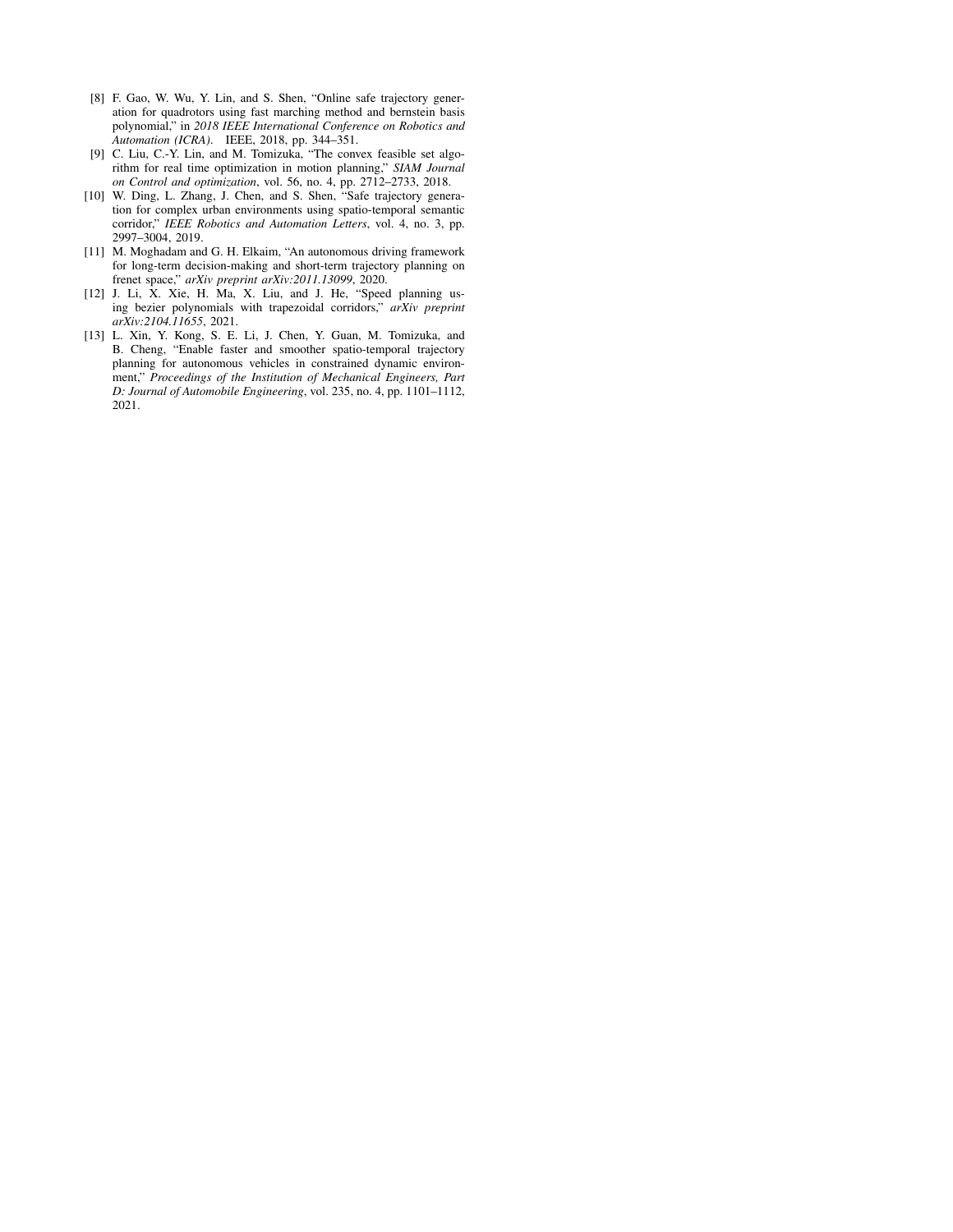[8] F. Gao, W. Wu, Y. Lin, and S. Shen, "Online safe trajectory generation for quadrotors using fast marching method and bernstein basis polynomial," in *2018 IEEE International Conference on Robotics and Automation (ICRA)*. IEEE, 2018, pp. 344–351.

[9] C. Liu, C.-Y. Lin, and M. Tomizuka, "The convex feasible set algorithm for real time optimization in motion planning," *SIAM Journal on Control and optimization*, vol. 56, no. 4, pp. 2712–2733, 2018.

[10] W. Ding, L. Zhang, J. Chen, and S. Shen, "Safe trajectory generation for complex urban environments using spatio-temporal semantic corridor," *IEEE Robotics and Automation Letters*, vol. 4, no. 3, pp. 2997–3004, 2019.

[11] M. Moghadam and G. H. Elkaim, "An autonomous driving framework for long-term decision-making and short-term trajectory planning on frenet space," *arXiv preprint arXiv:2011.13099*, 2020.

[12] J. Li, X. Xie, H. Ma, X. Liu, and J. He, "Speed planning using bezier polynomials with trapezoidal corridors," *arXiv preprint arXiv:2104.11655*, 2021.

[13] L. Xin, Y. Kong, S. E. Li, J. Chen, Y. Guan, M. Tomizuka, and B. Cheng, "Enable faster and smoother spatio-temporal trajectory planning for autonomous vehicles in constrained dynamic environment," *Proceedings of the Institution of Mechanical Engineers, Part D: Journal of Automobile Engineering*, vol. 235, no. 4, pp. 1101–1112, 2021.